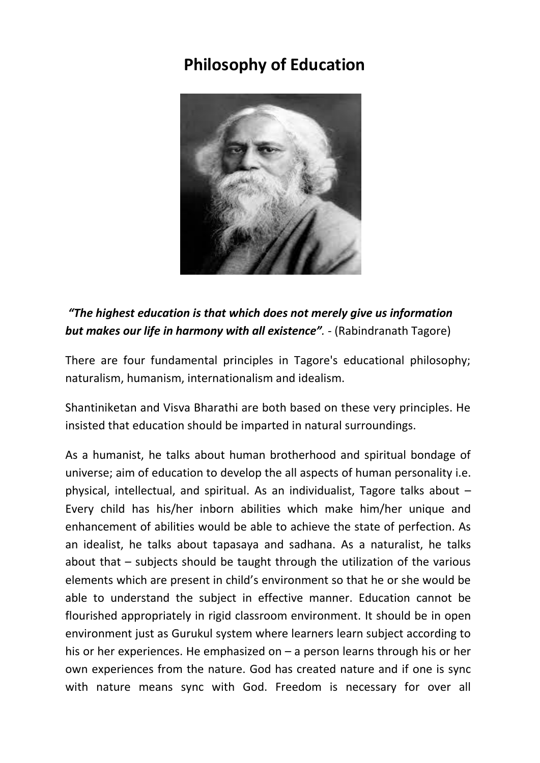# Philosophy of Education

***"The highest education is that which does not merely give us information but makes our life in harmony with all existence".*** - (Rabindranath Tagore)

There are four fundamental principles in Tagore's educational philosophy; naturalism, humanism, internationalism and idealism.

Shantiniketan and Visva Bharathi are both based on these very principles. He insisted that education should be imparted in natural surroundings.

As a humanist, he talks about human brotherhood and spiritual bondage of universe; aim of education to develop the all aspects of human personality i.e. physical, intellectual, and spiritual. As an individualist, Tagore talks about – Every child has his/her inborn abilities which make him/her unique and enhancement of abilities would be able to achieve the state of perfection. As an idealist, he talks about tapasaya and sadhana. As a naturalist, he talks about that – subjects should be taught through the utilization of the various elements which are present in child's environment so that he or she would be able to understand the subject in effective manner. Education cannot be flourished appropriately in rigid classroom environment. It should be in open environment just as Gurukul system where learners learn subject according to his or her experiences. He emphasized on – a person learns through his or her own experiences from the nature. God has created nature and if one is sync with nature means sync with God. Freedom is necessary for over all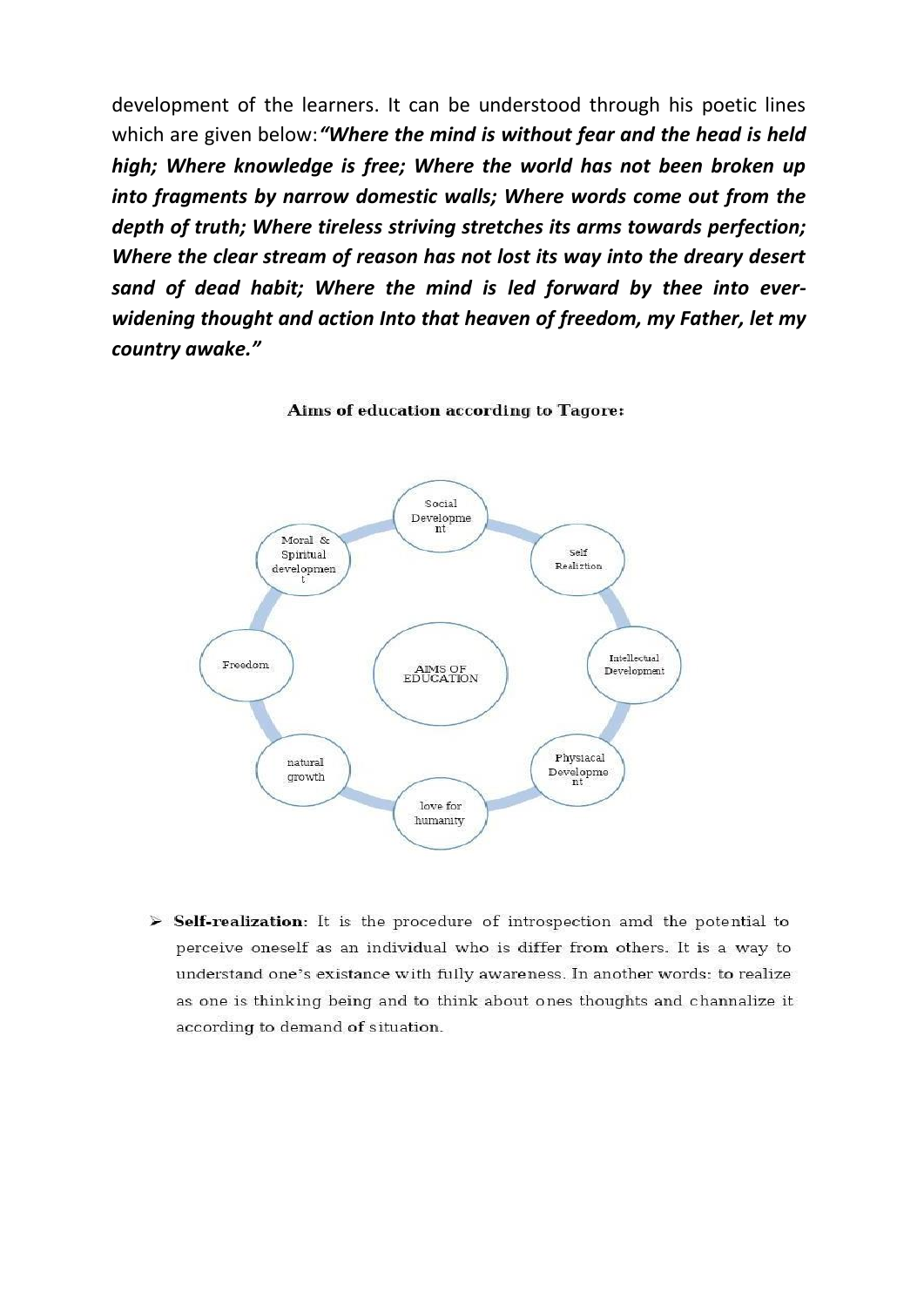development of the learners. It can be understood through his poetic lines which are given below: ***"Where the mind is without fear and the head is held high; Where knowledge is free; Where the world has not been broken up into fragments by narrow domestic walls; Where words come out from the depth of truth; Where tireless striving stretches its arms towards perfection; Where the clear stream of reason has not lost its way into the dreary desert sand of dead habit; Where the mind is led forward by thee into ever-widening thought and action Into that heaven of freedom, my Father, let my country awake."***

**Aims of education according to Tagore:**

AIMS OF EDUCATION

Social Developme nt

Self Realiztion

Intellectual Development

Physiacal Developme nt

love for humanity

natural growth

Freedom

Moral & Spiritual developmen t

- **Self-realization:** It is the procedure of introspection amd the potential to perceive oneself as an individual who is differ from others. It is a way to understand one's existance with fully awareness. In another words: to realize as one is thinking being and to think about ones thoughts and channalize it according to demand of situation.